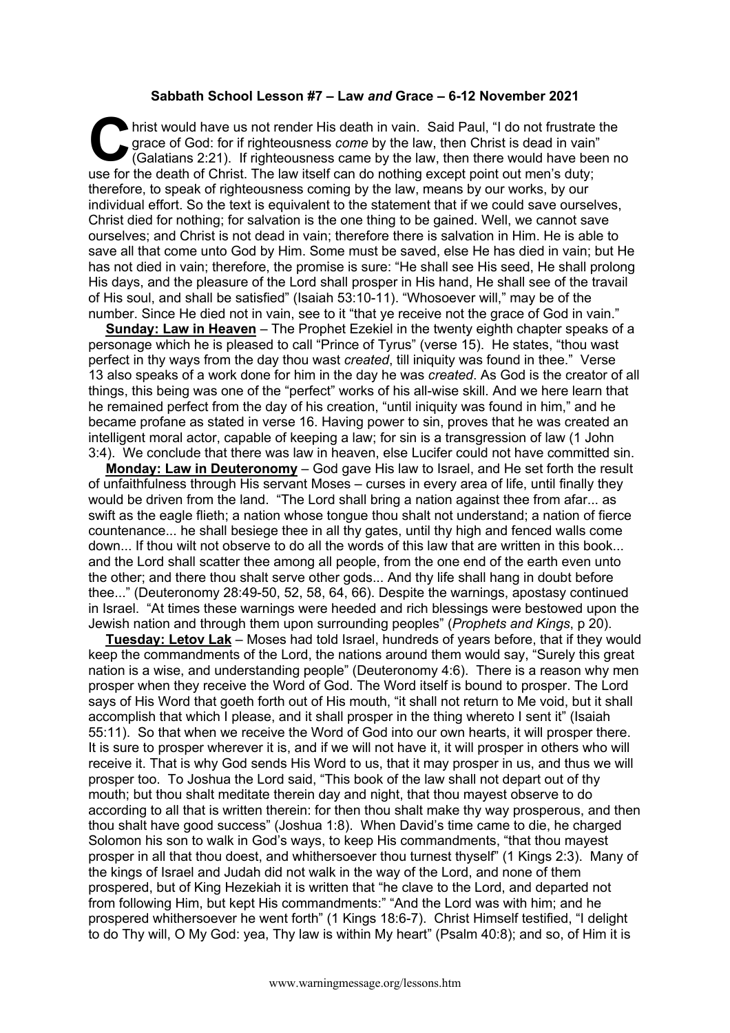**Sabbath School Lesson #7 – Law *and* Grace – 6-12 November 2021**

Christ would have us not render His death in vain. Said Paul, "I do not frustrate the grace of God: for if righteousness *come* by the law, then Christ is dead in vain" (Galatians 2:21). If righteousness came by the law, then there would have been no use for the death of Christ. The law itself can do nothing except point out men's duty; therefore, to speak of righteousness coming by the law, means by our works, by our individual effort. So the text is equivalent to the statement that if we could save ourselves, Christ died for nothing; for salvation is the one thing to be gained. Well, we cannot save ourselves; and Christ is not dead in vain; therefore there is salvation in Him. He is able to save all that come unto God by Him. Some must be saved, else He has died in vain; but He has not died in vain; therefore, the promise is sure: "He shall see His seed, He shall prolong His days, and the pleasure of the Lord shall prosper in His hand, He shall see of the travail of His soul, and shall be satisfied" (Isaiah 53:10-11). "Whosoever will," may be of the number. Since He died not in vain, see to it "that ye receive not the grace of God in vain."

**Sunday: Law in Heaven** – The Prophet Ezekiel in the twenty eighth chapter speaks of a personage which he is pleased to call "Prince of Tyrus" (verse 15). He states, "thou wast perfect in thy ways from the day thou wast *created*, till iniquity was found in thee." Verse 13 also speaks of a work done for him in the day he was *created*. As God is the creator of all things, this being was one of the "perfect" works of his all-wise skill. And we here learn that he remained perfect from the day of his creation, "until iniquity was found in him," and he became profane as stated in verse 16. Having power to sin, proves that he was created an intelligent moral actor, capable of keeping a law; for sin is a transgression of law (1 John 3:4). We conclude that there was law in heaven, else Lucifer could not have committed sin.

**Monday: Law in Deuteronomy** – God gave His law to Israel, and He set forth the result of unfaithfulness through His servant Moses – curses in every area of life, until finally they would be driven from the land. "The Lord shall bring a nation against thee from afar... as swift as the eagle flieth; a nation whose tongue thou shalt not understand; a nation of fierce countenance... he shall besiege thee in all thy gates, until thy high and fenced walls come down... If thou wilt not observe to do all the words of this law that are written in this book... and the Lord shall scatter thee among all people, from the one end of the earth even unto the other; and there thou shalt serve other gods... And thy life shall hang in doubt before thee..." (Deuteronomy 28:49-50, 52, 58, 64, 66). Despite the warnings, apostasy continued in Israel. "At times these warnings were heeded and rich blessings were bestowed upon the Jewish nation and through them upon surrounding peoples" (*Prophets and Kings*, p 20).

**Tuesday: Letov Lak** – Moses had told Israel, hundreds of years before, that if they would keep the commandments of the Lord, the nations around them would say, "Surely this great nation is a wise, and understanding people" (Deuteronomy 4:6). There is a reason why men prosper when they receive the Word of God. The Word itself is bound to prosper. The Lord says of His Word that goeth forth out of His mouth, "it shall not return to Me void, but it shall accomplish that which I please, and it shall prosper in the thing whereto I sent it" (Isaiah 55:11). So that when we receive the Word of God into our own hearts, it will prosper there. It is sure to prosper wherever it is, and if we will not have it, it will prosper in others who will receive it. That is why God sends His Word to us, that it may prosper in us, and thus we will prosper too. To Joshua the Lord said, "This book of the law shall not depart out of thy mouth; but thou shalt meditate therein day and night, that thou mayest observe to do according to all that is written therein: for then thou shalt make thy way prosperous, and then thou shalt have good success" (Joshua 1:8). When David's time came to die, he charged Solomon his son to walk in God's ways, to keep His commandments, "that thou mayest prosper in all that thou doest, and whithersoever thou turnest thyself" (1 Kings 2:3). Many of the kings of Israel and Judah did not walk in the way of the Lord, and none of them prospered, but of King Hezekiah it is written that "he clave to the Lord, and departed not from following Him, but kept His commandments:" "And the Lord was with him; and he prospered whithersoever he went forth" (1 Kings 18:6-7). Christ Himself testified, "I delight to do Thy will, O My God: yea, Thy law is within My heart" (Psalm 40:8); and so, of Him it is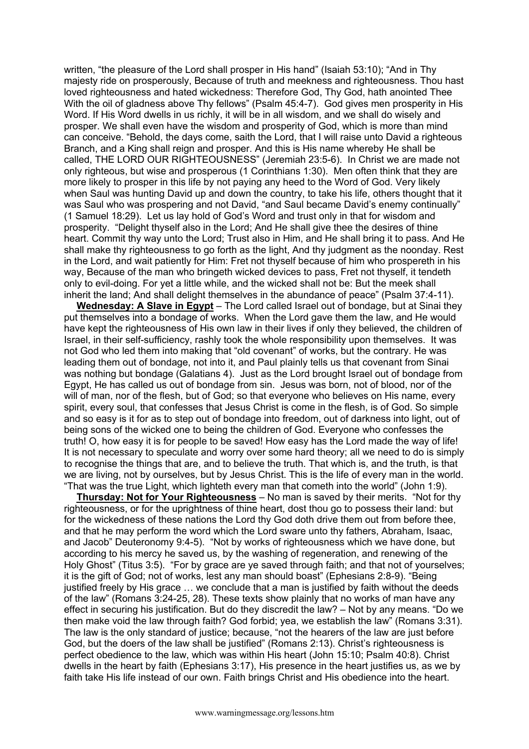written, "the pleasure of the Lord shall prosper in His hand" (Isaiah 53:10); "And in Thy majesty ride on prosperously, Because of truth and meekness and righteousness. Thou hast loved righteousness and hated wickedness: Therefore God, Thy God, hath anointed Thee With the oil of gladness above Thy fellows" (Psalm 45:4-7). God gives men prosperity in His Word. If His Word dwells in us richly, it will be in all wisdom, and we shall do wisely and prosper. We shall even have the wisdom and prosperity of God, which is more than mind can conceive. "Behold, the days come, saith the Lord, that I will raise unto David a righteous Branch, and a King shall reign and prosper. And this is His name whereby He shall be called, THE LORD OUR RIGHTEOUSNESS" (Jeremiah 23:5-6). In Christ we are made not only righteous, but wise and prosperous (1 Corinthians 1:30). Men often think that they are more likely to prosper in this life by not paying any heed to the Word of God. Very likely when Saul was hunting David up and down the country, to take his life, others thought that it was Saul who was prospering and not David, "and Saul became David's enemy continually" (1 Samuel 18:29). Let us lay hold of God's Word and trust only in that for wisdom and prosperity. "Delight thyself also in the Lord; And He shall give thee the desires of thine heart. Commit thy way unto the Lord; Trust also in Him, and He shall bring it to pass. And He shall make thy righteousness to go forth as the light, And thy judgment as the noonday. Rest in the Lord, and wait patiently for Him: Fret not thyself because of him who prospereth in his way, Because of the man who bringeth wicked devices to pass, Fret not thyself, it tendeth only to evil-doing. For yet a little while, and the wicked shall not be: But the meek shall inherit the land; And shall delight themselves in the abundance of peace" (Psalm 37:4-11).

**Wednesday: A Slave in Egypt** – The Lord called Israel out of bondage, but at Sinai they put themselves into a bondage of works. When the Lord gave them the law, and He would have kept the righteousness of His own law in their lives if only they believed, the children of Israel, in their self-sufficiency, rashly took the whole responsibility upon themselves. It was not God who led them into making that "old covenant" of works, but the contrary. He was leading them out of bondage, not into it, and Paul plainly tells us that covenant from Sinai was nothing but bondage (Galatians 4). Just as the Lord brought Israel out of bondage from Egypt, He has called us out of bondage from sin. Jesus was born, not of blood, nor of the will of man, nor of the flesh, but of God; so that everyone who believes on His name, every spirit, every soul, that confesses that Jesus Christ is come in the flesh, is of God. So simple and so easy is it for as to step out of bondage into freedom, out of darkness into light, out of being sons of the wicked one to being the children of God. Everyone who confesses the truth! O, how easy it is for people to be saved! How easy has the Lord made the way of life! It is not necessary to speculate and worry over some hard theory; all we need to do is simply to recognise the things that are, and to believe the truth. That which is, and the truth, is that we are living, not by ourselves, but by Jesus Christ. This is the life of every man in the world. "That was the true Light, which lighteth every man that cometh into the world" (John 1:9).

**Thursday: Not for Your Righteousness** – No man is saved by their merits. "Not for thy righteousness, or for the uprightness of thine heart, dost thou go to possess their land: but for the wickedness of these nations the Lord thy God doth drive them out from before thee, and that he may perform the word which the Lord sware unto thy fathers, Abraham, Isaac, and Jacob" Deuteronomy 9:4-5). "Not by works of righteousness which we have done, but according to his mercy he saved us, by the washing of regeneration, and renewing of the Holy Ghost" (Titus 3:5). "For by grace are ye saved through faith; and that not of yourselves; it is the gift of God; not of works, lest any man should boast" (Ephesians 2:8-9). "Being justified freely by His grace … we conclude that a man is justified by faith without the deeds of the law" (Romans 3:24-25, 28). These texts show plainly that no works of man have any effect in securing his justification. But do they discredit the law? – Not by any means. "Do we then make void the law through faith? God forbid; yea, we establish the law" (Romans 3:31). The law is the only standard of justice; because, "not the hearers of the law are just before God, but the doers of the law shall be justified" (Romans 2:13). Christ's righteousness is perfect obedience to the law, which was within His heart (John 15:10; Psalm 40:8). Christ dwells in the heart by faith (Ephesians 3:17), His presence in the heart justifies us, as we by faith take His life instead of our own. Faith brings Christ and His obedience into the heart.